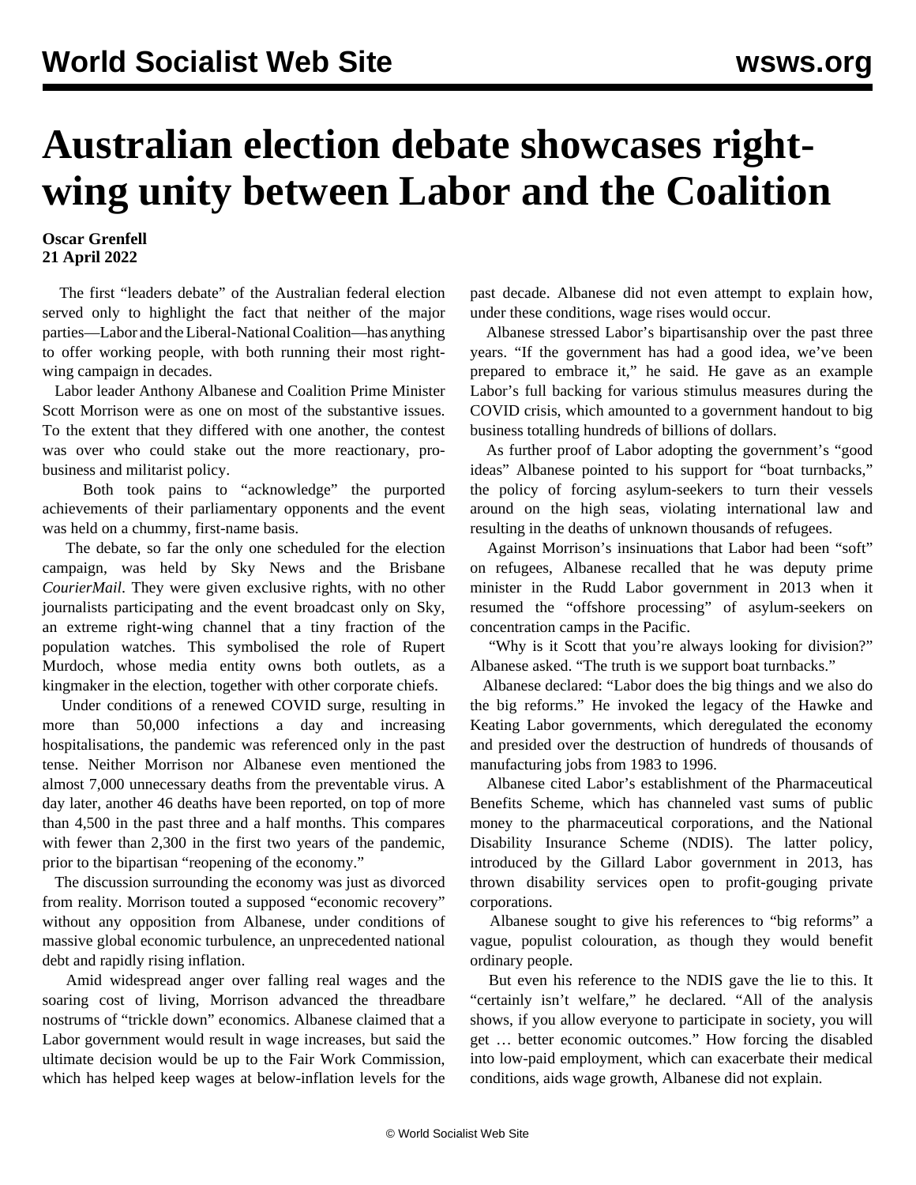# Australian election debate showcases right-wing unity between Labor and the Coalition

**Oscar Grenfell**
**21 April 2022**

The first "leaders debate" of the Australian federal election served only to highlight the fact that neither of the major parties—Labor and the Liberal-National Coalition—has anything to offer working people, with both running their most right-wing campaign in decades.

Labor leader Anthony Albanese and Coalition Prime Minister Scott Morrison were as one on most of the substantive issues. To the extent that they differed with one another, the contest was over who could stake out the more reactionary, pro-business and militarist policy.

Both took pains to "acknowledge" the purported achievements of their parliamentary opponents and the event was held on a chummy, first-name basis.

The debate, so far the only one scheduled for the election campaign, was held by Sky News and the Brisbane *CourierMail*. They were given exclusive rights, with no other journalists participating and the event broadcast only on Sky, an extreme right-wing channel that a tiny fraction of the population watches. This symbolised the role of Rupert Murdoch, whose media entity owns both outlets, as a kingmaker in the election, together with other corporate chiefs.

Under conditions of a renewed COVID surge, resulting in more than 50,000 infections a day and increasing hospitalisations, the pandemic was referenced only in the past tense. Neither Morrison nor Albanese even mentioned the almost 7,000 unnecessary deaths from the preventable virus. A day later, another 46 deaths have been reported, on top of more than 4,500 in the past three and a half months. This compares with fewer than 2,300 in the first two years of the pandemic, prior to the bipartisan "reopening of the economy."

The discussion surrounding the economy was just as divorced from reality. Morrison touted a supposed "economic recovery" without any opposition from Albanese, under conditions of massive global economic turbulence, an unprecedented national debt and rapidly rising inflation.

Amid widespread anger over falling real wages and the soaring cost of living, Morrison advanced the threadbare nostrums of "trickle down" economics. Albanese claimed that a Labor government would result in wage increases, but said the ultimate decision would be up to the Fair Work Commission, which has helped keep wages at below-inflation levels for the past decade. Albanese did not even attempt to explain how, under these conditions, wage rises would occur.

Albanese stressed Labor's bipartisanship over the past three years. "If the government has had a good idea, we've been prepared to embrace it," he said. He gave as an example Labor's full backing for various stimulus measures during the COVID crisis, which amounted to a government handout to big business totalling hundreds of billions of dollars.

As further proof of Labor adopting the government's "good ideas" Albanese pointed to his support for "boat turnbacks," the policy of forcing asylum-seekers to turn their vessels around on the high seas, violating international law and resulting in the deaths of unknown thousands of refugees.

Against Morrison's insinuations that Labor had been "soft" on refugees, Albanese recalled that he was deputy prime minister in the Rudd Labor government in 2013 when it resumed the "offshore processing" of asylum-seekers on concentration camps in the Pacific.

"Why is it Scott that you're always looking for division?" Albanese asked. "The truth is we support boat turnbacks."

Albanese declared: "Labor does the big things and we also do the big reforms." He invoked the legacy of the Hawke and Keating Labor governments, which deregulated the economy and presided over the destruction of hundreds of thousands of manufacturing jobs from 1983 to 1996.

Albanese cited Labor's establishment of the Pharmaceutical Benefits Scheme, which has channeled vast sums of public money to the pharmaceutical corporations, and the National Disability Insurance Scheme (NDIS). The latter policy, introduced by the Gillard Labor government in 2013, has thrown disability services open to profit-gouging private corporations.

Albanese sought to give his references to "big reforms" a vague, populist colouration, as though they would benefit ordinary people.

But even his reference to the NDIS gave the lie to this. It "certainly isn't welfare," he declared. "All of the analysis shows, if you allow everyone to participate in society, you will get … better economic outcomes." How forcing the disabled into low-paid employment, which can exacerbate their medical conditions, aids wage growth, Albanese did not explain.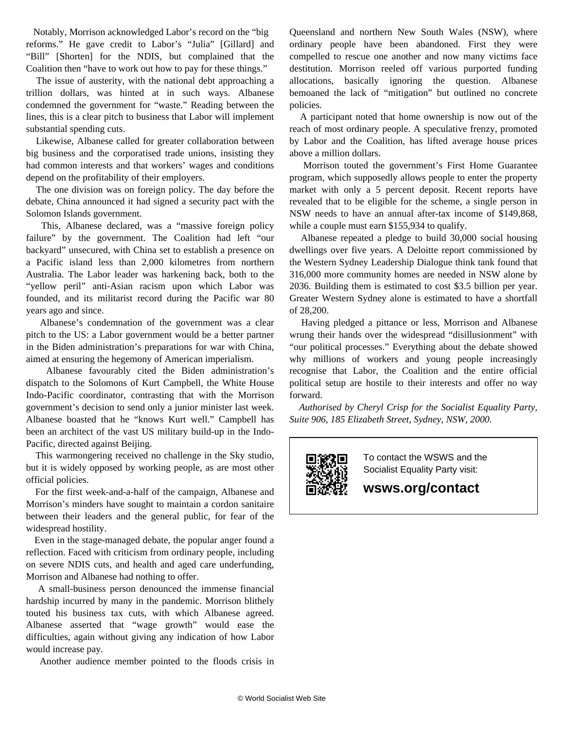Notably, Morrison acknowledged Labor's record on the "big reforms." He gave credit to Labor's "Julia" [Gillard] and "Bill" [Shorten] for the NDIS, but complained that the Coalition then "have to work out how to pay for these things."

The issue of austerity, with the national debt approaching a trillion dollars, was hinted at in such ways. Albanese condemned the government for "waste." Reading between the lines, this is a clear pitch to business that Labor will implement substantial spending cuts.

Likewise, Albanese called for greater collaboration between big business and the corporatised trade unions, insisting they had common interests and that workers' wages and conditions depend on the profitability of their employers.

The one division was on foreign policy. The day before the debate, China announced it had signed a security pact with the Solomon Islands government.

This, Albanese declared, was a "massive foreign policy failure" by the government. The Coalition had left "our backyard" unsecured, with China set to establish a presence on a Pacific island less than 2,000 kilometres from northern Australia. The Labor leader was harkening back, both to the "yellow peril" anti-Asian racism upon which Labor was founded, and its militarist record during the Pacific war 80 years ago and since.

Albanese's condemnation of the government was a clear pitch to the US: a Labor government would be a better partner in the Biden administration's preparations for war with China, aimed at ensuring the hegemony of American imperialism.

Albanese favourably cited the Biden administration's dispatch to the Solomons of Kurt Campbell, the White House Indo-Pacific coordinator, contrasting that with the Morrison government's decision to send only a junior minister last week. Albanese boasted that he "knows Kurt well." Campbell has been an architect of the vast US military build-up in the Indo-Pacific, directed against Beijing.

This warmongering received no challenge in the Sky studio, but it is widely opposed by working people, as are most other official policies.

For the first week-and-a-half of the campaign, Albanese and Morrison's minders have sought to maintain a cordon sanitaire between their leaders and the general public, for fear of the widespread hostility.

Even in the stage-managed debate, the popular anger found a reflection. Faced with criticism from ordinary people, including on severe NDIS cuts, and health and aged care underfunding, Morrison and Albanese had nothing to offer.

A small-business person denounced the immense financial hardship incurred by many in the pandemic. Morrison blithely touted his business tax cuts, with which Albanese agreed. Albanese asserted that "wage growth" would ease the difficulties, again without giving any indication of how Labor would increase pay.

Another audience member pointed to the floods crisis in Queensland and northern New South Wales (NSW), where ordinary people have been abandoned. First they were compelled to rescue one another and now many victims face destitution. Morrison reeled off various purported funding allocations, basically ignoring the question. Albanese bemoaned the lack of "mitigation" but outlined no concrete policies.

A participant noted that home ownership is now out of the reach of most ordinary people. A speculative frenzy, promoted by Labor and the Coalition, has lifted average house prices above a million dollars.

Morrison touted the government's First Home Guarantee program, which supposedly allows people to enter the property market with only a 5 percent deposit. Recent reports have revealed that to be eligible for the scheme, a single person in NSW needs to have an annual after-tax income of $149,868, while a couple must earn $155,934 to qualify.

Albanese repeated a pledge to build 30,000 social housing dwellings over five years. A Deloitte report commissioned by the Western Sydney Leadership Dialogue think tank found that 316,000 more community homes are needed in NSW alone by 2036. Building them is estimated to cost $3.5 billion per year. Greater Western Sydney alone is estimated to have a shortfall of 28,200.

Having pledged a pittance or less, Morrison and Albanese wrung their hands over the widespread "disillusionment" with "our political processes." Everything about the debate showed why millions of workers and young people increasingly recognise that Labor, the Coalition and the entire official political setup are hostile to their interests and offer no way forward.

*Authorised by Cheryl Crisp for the Socialist Equality Party, Suite 906, 185 Elizabeth Street, Sydney, NSW, 2000.*

To contact the WSWS and the Socialist Equality Party visit:

**wsws.org/contact**